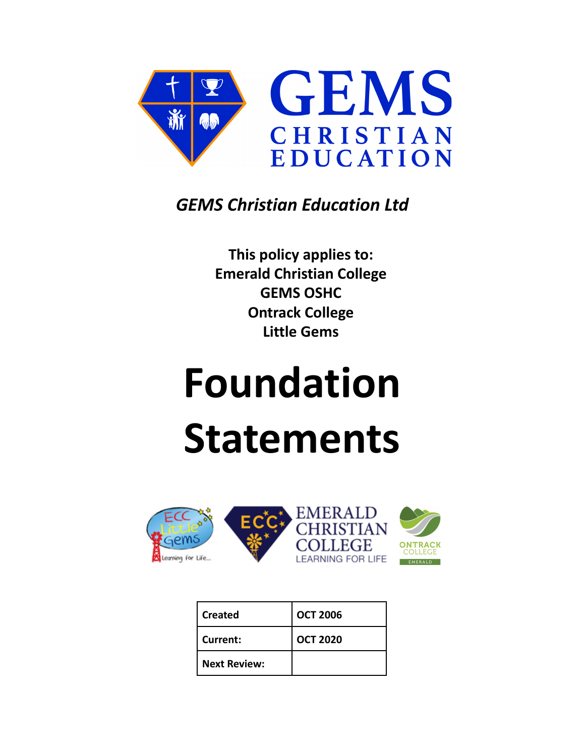GEMS CHRISTIAN EDUCATION

*GEMS Christian Education Ltd*

**This policy applies to:**
**Emerald Christian College**
**GEMS OSHC**
**Ontrack College**
**Little Gems**

# Foundation Statements

| **Created** | **OCT 2006** |
|---|---|
| **Current:** | **OCT 2020** |
| **Next Review:** | |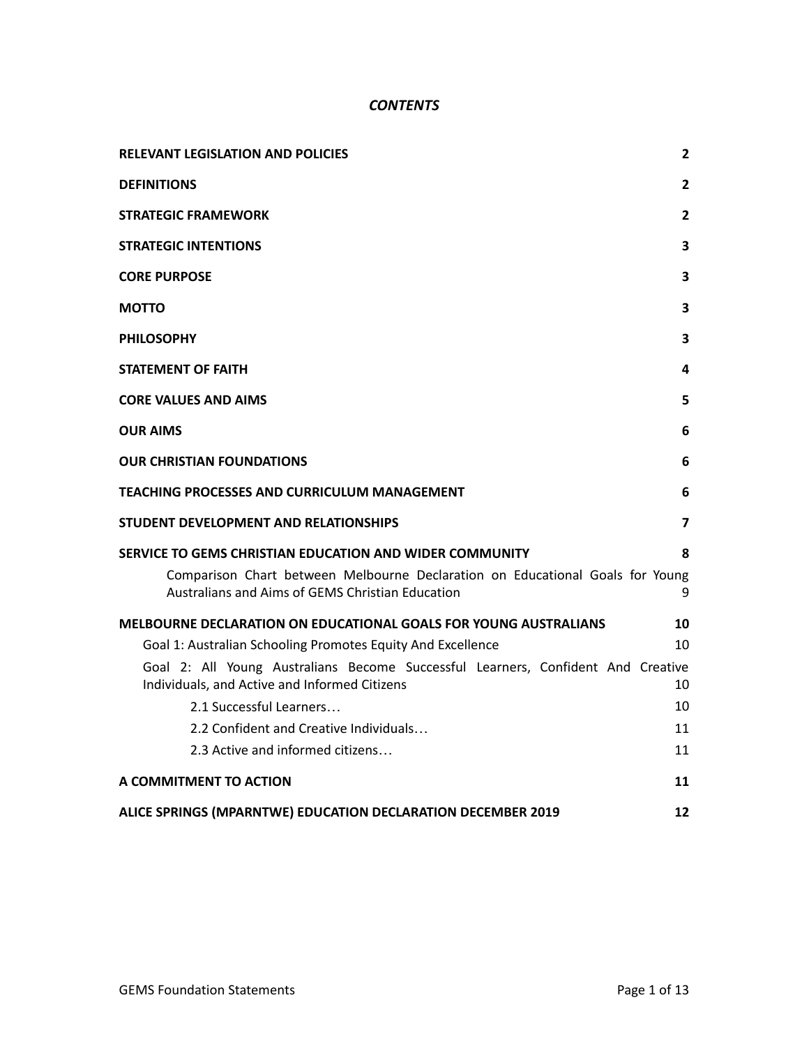# *CONTENTS*

| | |
|---|---|
| **RELEVANT LEGISLATION AND POLICIES** | **2** |
| **DEFINITIONS** | **2** |
| **STRATEGIC FRAMEWORK** | **2** |
| **STRATEGIC INTENTIONS** | **3** |
| **CORE PURPOSE** | **3** |
| **MOTTO** | **3** |
| **PHILOSOPHY** | **3** |
| **STATEMENT OF FAITH** | **4** |
| **CORE VALUES AND AIMS** | **5** |
| **OUR AIMS** | **6** |
| **OUR CHRISTIAN FOUNDATIONS** | **6** |
| **TEACHING PROCESSES AND CURRICULUM MANAGEMENT** | **6** |
| **STUDENT DEVELOPMENT AND RELATIONSHIPS** | **7** |
| **SERVICE TO GEMS CHRISTIAN EDUCATION AND WIDER COMMUNITY** | **8** |
| Comparison Chart between Melbourne Declaration on Educational Goals for Young Australians and Aims of GEMS Christian Education | 9 |
| **MELBOURNE DECLARATION ON EDUCATIONAL GOALS FOR YOUNG AUSTRALIANS** | **10** |
| Goal 1: Australian Schooling Promotes Equity And Excellence | 10 |
| Goal 2: All Young Australians Become Successful Learners, Confident And Creative Individuals, and Active and Informed Citizens | 10 |
| 2.1 Successful Learners… | 10 |
| 2.2 Confident and Creative Individuals… | 11 |
| 2.3 Active and informed citizens… | 11 |
| **A COMMITMENT TO ACTION** | **11** |
| **ALICE SPRINGS (MPARNTWE) EDUCATION DECLARATION DECEMBER 2019** | **12** |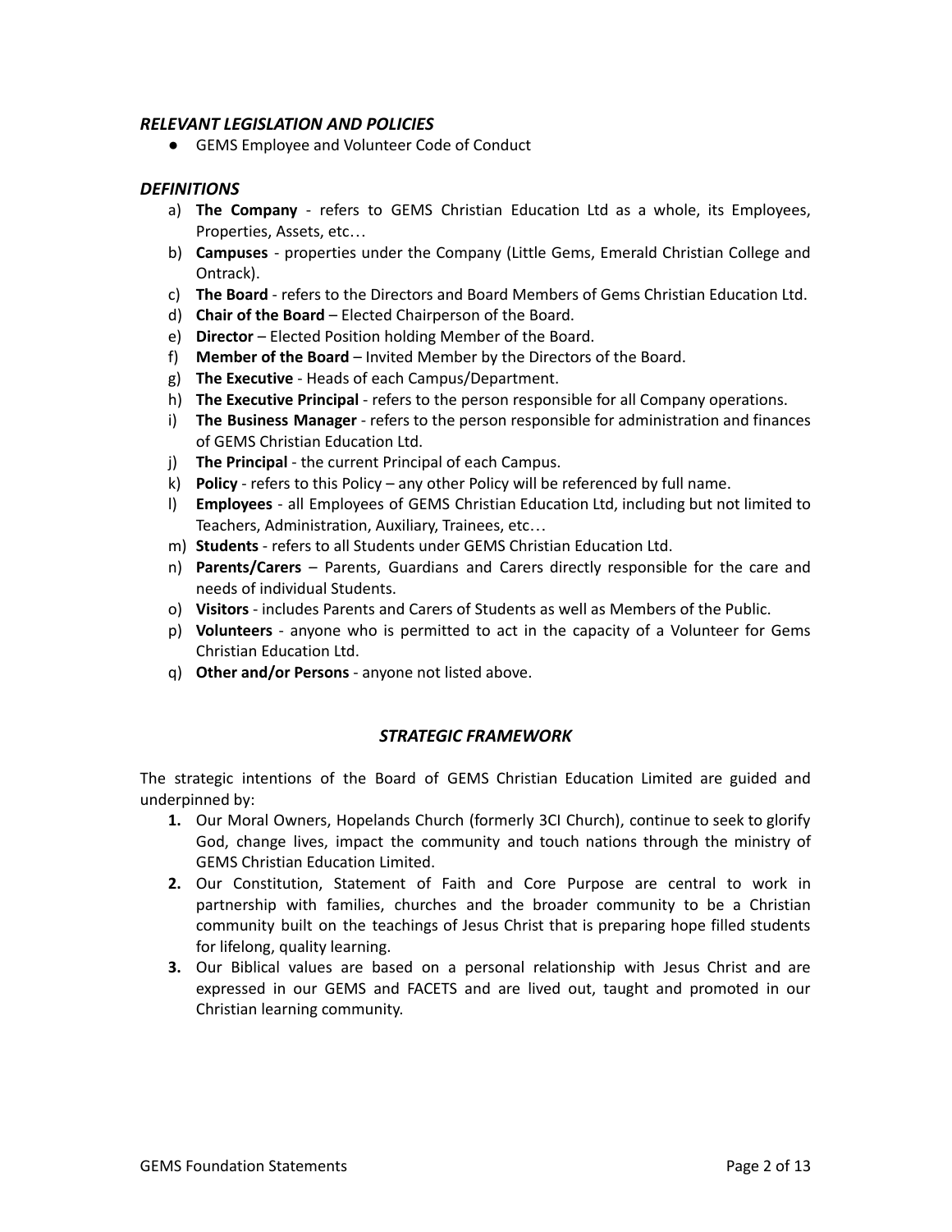### *RELEVANT LEGISLATION AND POLICIES*

- GEMS Employee and Volunteer Code of Conduct

### *DEFINITIONS*

a) **The Company** - refers to GEMS Christian Education Ltd as a whole, its Employees, Properties, Assets, etc…
b) **Campuses** - properties under the Company (Little Gems, Emerald Christian College and Ontrack).
c) **The Board** - refers to the Directors and Board Members of Gems Christian Education Ltd.
d) **Chair of the Board** – Elected Chairperson of the Board.
e) **Director** – Elected Position holding Member of the Board.
f) **Member of the Board** – Invited Member by the Directors of the Board.
g) **The Executive** - Heads of each Campus/Department.
h) **The Executive Principal** - refers to the person responsible for all Company operations.
i) **The Business Manager** - refers to the person responsible for administration and finances of GEMS Christian Education Ltd.
j) **The Principal** - the current Principal of each Campus.
k) **Policy** - refers to this Policy – any other Policy will be referenced by full name.
l) **Employees** - all Employees of GEMS Christian Education Ltd, including but not limited to Teachers, Administration, Auxiliary, Trainees, etc…
m) **Students** - refers to all Students under GEMS Christian Education Ltd.
n) **Parents/Carers** – Parents, Guardians and Carers directly responsible for the care and needs of individual Students.
o) **Visitors** - includes Parents and Carers of Students as well as Members of the Public.
p) **Volunteers** - anyone who is permitted to act in the capacity of a Volunteer for Gems Christian Education Ltd.
q) **Other and/or Persons** - anyone not listed above.

### *STRATEGIC FRAMEWORK*

The strategic intentions of the Board of GEMS Christian Education Limited are guided and underpinned by:

1. Our Moral Owners, Hopelands Church (formerly 3CI Church), continue to seek to glorify God, change lives, impact the community and touch nations through the ministry of GEMS Christian Education Limited.
2. Our Constitution, Statement of Faith and Core Purpose are central to work in partnership with families, churches and the broader community to be a Christian community built on the teachings of Jesus Christ that is preparing hope filled students for lifelong, quality learning.
3. Our Biblical values are based on a personal relationship with Jesus Christ and are expressed in our GEMS and FACETS and are lived out, taught and promoted in our Christian learning community.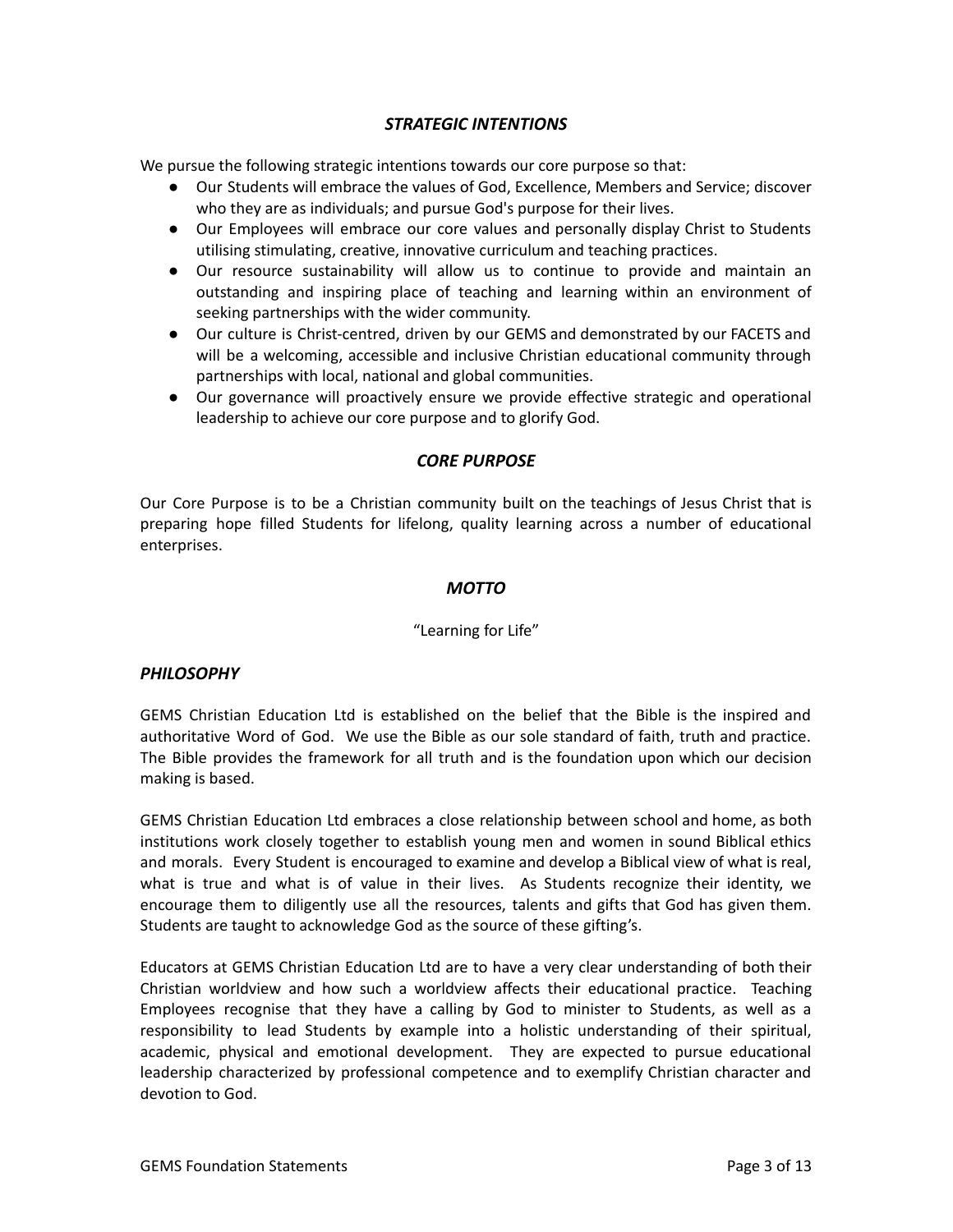## ***STRATEGIC INTENTIONS***

We pursue the following strategic intentions towards our core purpose so that:

- Our Students will embrace the values of God, Excellence, Members and Service; discover who they are as individuals; and pursue God's purpose for their lives.
- Our Employees will embrace our core values and personally display Christ to Students utilising stimulating, creative, innovative curriculum and teaching practices.
- Our resource sustainability will allow us to continue to provide and maintain an outstanding and inspiring place of teaching and learning within an environment of seeking partnerships with the wider community.
- Our culture is Christ-centred, driven by our GEMS and demonstrated by our FACETS and will be a welcoming, accessible and inclusive Christian educational community through partnerships with local, national and global communities.
- Our governance will proactively ensure we provide effective strategic and operational leadership to achieve our core purpose and to glorify God.

## ***CORE PURPOSE***

Our Core Purpose is to be a Christian community built on the teachings of Jesus Christ that is preparing hope filled Students for lifelong, quality learning across a number of educational enterprises.

## ***MOTTO***

"Learning for Life"

## ***PHILOSOPHY***

GEMS Christian Education Ltd is established on the belief that the Bible is the inspired and authoritative Word of God. We use the Bible as our sole standard of faith, truth and practice. The Bible provides the framework for all truth and is the foundation upon which our decision making is based.

GEMS Christian Education Ltd embraces a close relationship between school and home, as both institutions work closely together to establish young men and women in sound Biblical ethics and morals. Every Student is encouraged to examine and develop a Biblical view of what is real, what is true and what is of value in their lives. As Students recognize their identity, we encourage them to diligently use all the resources, talents and gifts that God has given them. Students are taught to acknowledge God as the source of these gifting's.

Educators at GEMS Christian Education Ltd are to have a very clear understanding of both their Christian worldview and how such a worldview affects their educational practice. Teaching Employees recognise that they have a calling by God to minister to Students, as well as a responsibility to lead Students by example into a holistic understanding of their spiritual, academic, physical and emotional development. They are expected to pursue educational leadership characterized by professional competence and to exemplify Christian character and devotion to God.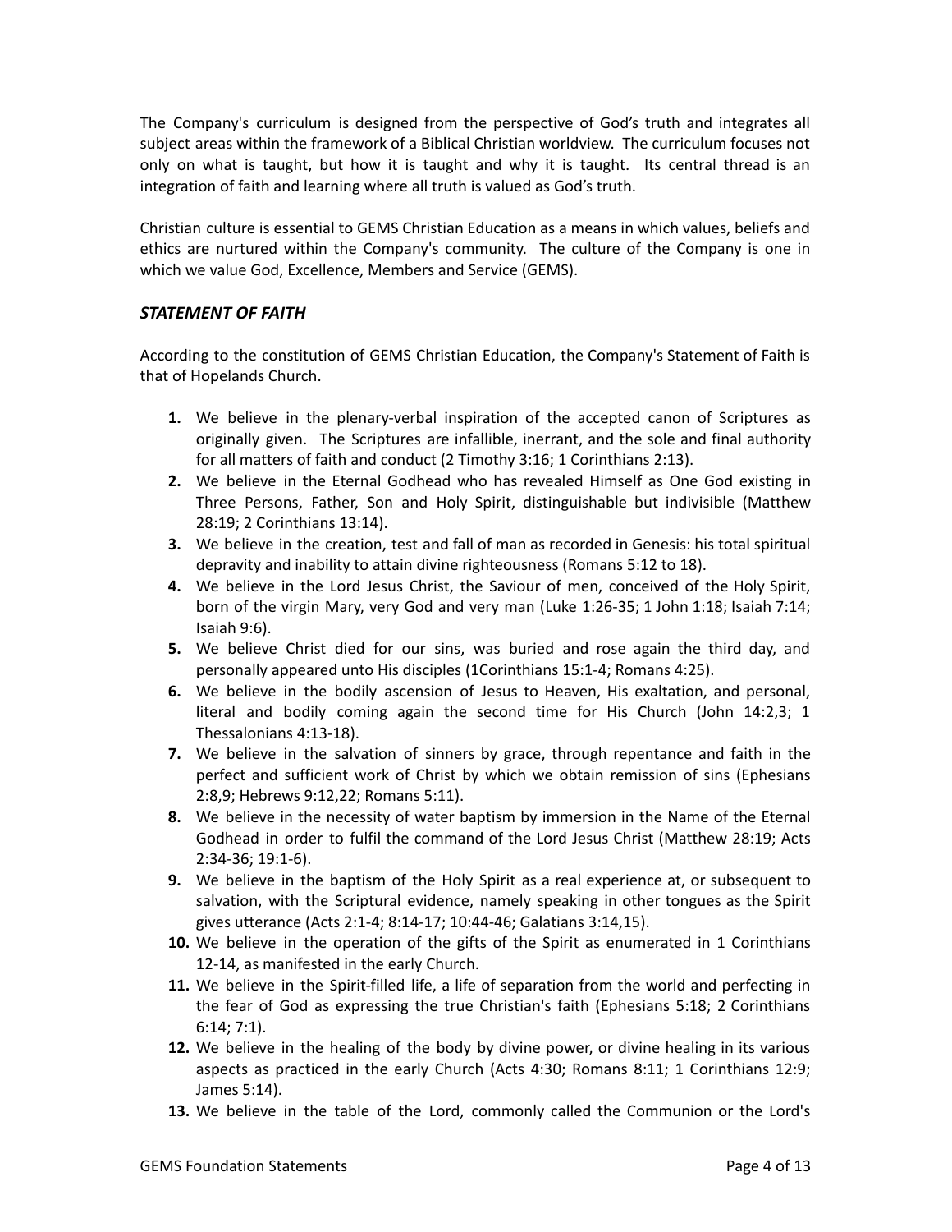The Company's curriculum is designed from the perspective of God's truth and integrates all subject areas within the framework of a Biblical Christian worldview. The curriculum focuses not only on what is taught, but how it is taught and why it is taught. Its central thread is an integration of faith and learning where all truth is valued as God's truth.

Christian culture is essential to GEMS Christian Education as a means in which values, beliefs and ethics are nurtured within the Company's community. The culture of the Company is one in which we value God, Excellence, Members and Service (GEMS).

### *STATEMENT OF FAITH*

According to the constitution of GEMS Christian Education, the Company's Statement of Faith is that of Hopelands Church.

1. We believe in the plenary-verbal inspiration of the accepted canon of Scriptures as originally given. The Scriptures are infallible, inerrant, and the sole and final authority for all matters of faith and conduct (2 Timothy 3:16; 1 Corinthians 2:13).
2. We believe in the Eternal Godhead who has revealed Himself as One God existing in Three Persons, Father, Son and Holy Spirit, distinguishable but indivisible (Matthew 28:19; 2 Corinthians 13:14).
3. We believe in the creation, test and fall of man as recorded in Genesis: his total spiritual depravity and inability to attain divine righteousness (Romans 5:12 to 18).
4. We believe in the Lord Jesus Christ, the Saviour of men, conceived of the Holy Spirit, born of the virgin Mary, very God and very man (Luke 1:26-35; 1 John 1:18; Isaiah 7:14; Isaiah 9:6).
5. We believe Christ died for our sins, was buried and rose again the third day, and personally appeared unto His disciples (1Corinthians 15:1-4; Romans 4:25).
6. We believe in the bodily ascension of Jesus to Heaven, His exaltation, and personal, literal and bodily coming again the second time for His Church (John 14:2,3; 1 Thessalonians 4:13-18).
7. We believe in the salvation of sinners by grace, through repentance and faith in the perfect and sufficient work of Christ by which we obtain remission of sins (Ephesians 2:8,9; Hebrews 9:12,22; Romans 5:11).
8. We believe in the necessity of water baptism by immersion in the Name of the Eternal Godhead in order to fulfil the command of the Lord Jesus Christ (Matthew 28:19; Acts 2:34-36; 19:1-6).
9. We believe in the baptism of the Holy Spirit as a real experience at, or subsequent to salvation, with the Scriptural evidence, namely speaking in other tongues as the Spirit gives utterance (Acts 2:1-4; 8:14-17; 10:44-46; Galatians 3:14,15).
10. We believe in the operation of the gifts of the Spirit as enumerated in 1 Corinthians 12-14, as manifested in the early Church.
11. We believe in the Spirit-filled life, a life of separation from the world and perfecting in the fear of God as expressing the true Christian's faith (Ephesians 5:18; 2 Corinthians 6:14; 7:1).
12. We believe in the healing of the body by divine power, or divine healing in its various aspects as practiced in the early Church (Acts 4:30; Romans 8:11; 1 Corinthians 12:9; James 5:14).
13. We believe in the table of the Lord, commonly called the Communion or the Lord's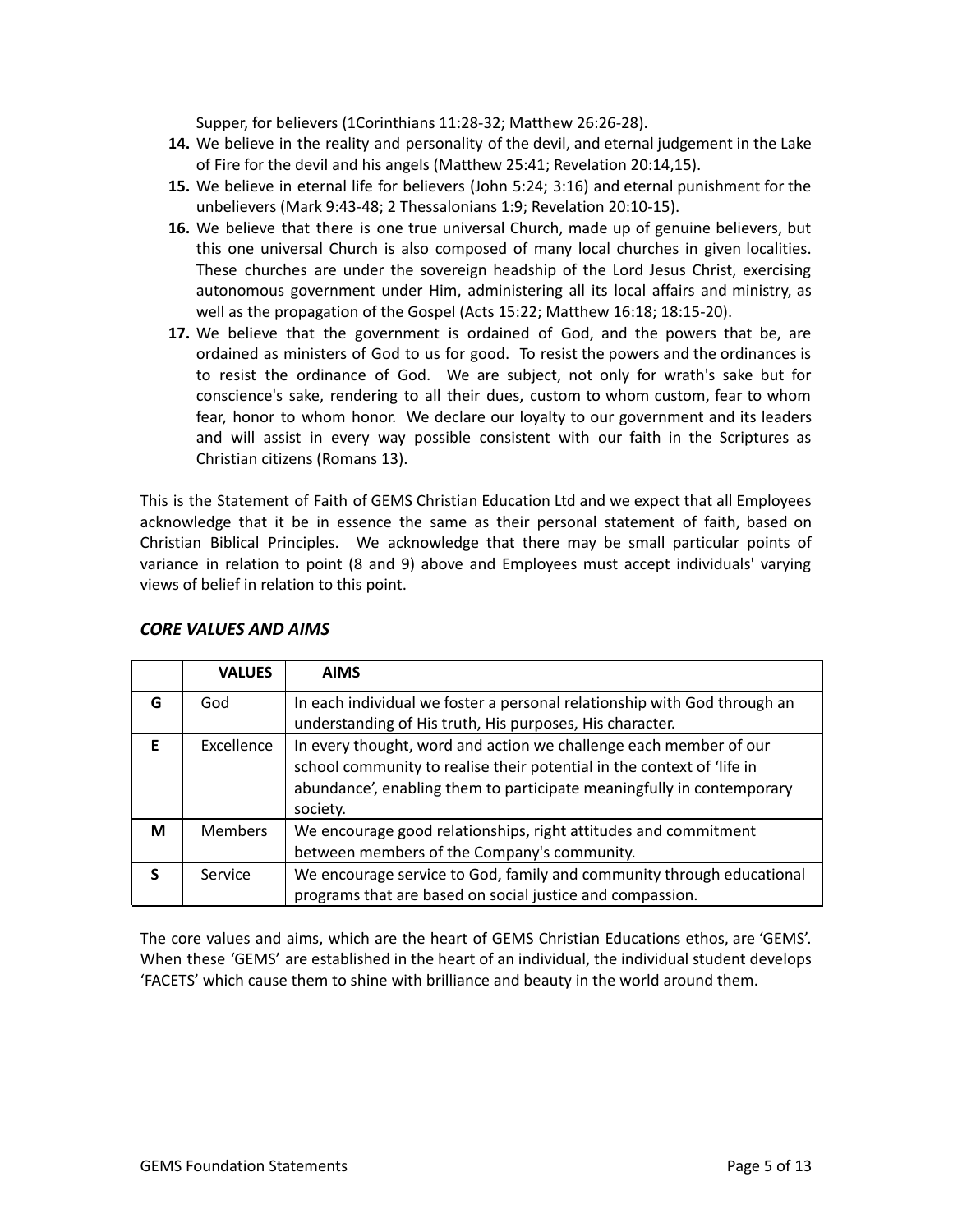Supper, for believers (1Corinthians 11:28-32; Matthew 26:26-28).

14. We believe in the reality and personality of the devil, and eternal judgement in the Lake of Fire for the devil and his angels (Matthew 25:41; Revelation 20:14,15).
15. We believe in eternal life for believers (John 5:24; 3:16) and eternal punishment for the unbelievers (Mark 9:43-48; 2 Thessalonians 1:9; Revelation 20:10-15).
16. We believe that there is one true universal Church, made up of genuine believers, but this one universal Church is also composed of many local churches in given localities. These churches are under the sovereign headship of the Lord Jesus Christ, exercising autonomous government under Him, administering all its local affairs and ministry, as well as the propagation of the Gospel (Acts 15:22; Matthew 16:18; 18:15-20).
17. We believe that the government is ordained of God, and the powers that be, are ordained as ministers of God to us for good. To resist the powers and the ordinances is to resist the ordinance of God. We are subject, not only for wrath's sake but for conscience's sake, rendering to all their dues, custom to whom custom, fear to whom fear, honor to whom honor. We declare our loyalty to our government and its leaders and will assist in every way possible consistent with our faith in the Scriptures as Christian citizens (Romans 13).

This is the Statement of Faith of GEMS Christian Education Ltd and we expect that all Employees acknowledge that it be in essence the same as their personal statement of faith, based on Christian Biblical Principles. We acknowledge that there may be small particular points of variance in relation to point (8 and 9) above and Employees must accept individuals' varying views of belief in relation to this point.

### *CORE VALUES AND AIMS*

| | **VALUES** | **AIMS** |
|---|---|---|
| **G** | God | In each individual we foster a personal relationship with God through an understanding of His truth, His purposes, His character. |
| **E** | Excellence | In every thought, word and action we challenge each member of our school community to realise their potential in the context of 'life in abundance', enabling them to participate meaningfully in contemporary society. |
| **M** | Members | We encourage good relationships, right attitudes and commitment between members of the Company's community. |
| **S** | Service | We encourage service to God, family and community through educational programs that are based on social justice and compassion. |

The core values and aims, which are the heart of GEMS Christian Educations ethos, are 'GEMS'. When these 'GEMS' are established in the heart of an individual, the individual student develops 'FACETS' which cause them to shine with brilliance and beauty in the world around them.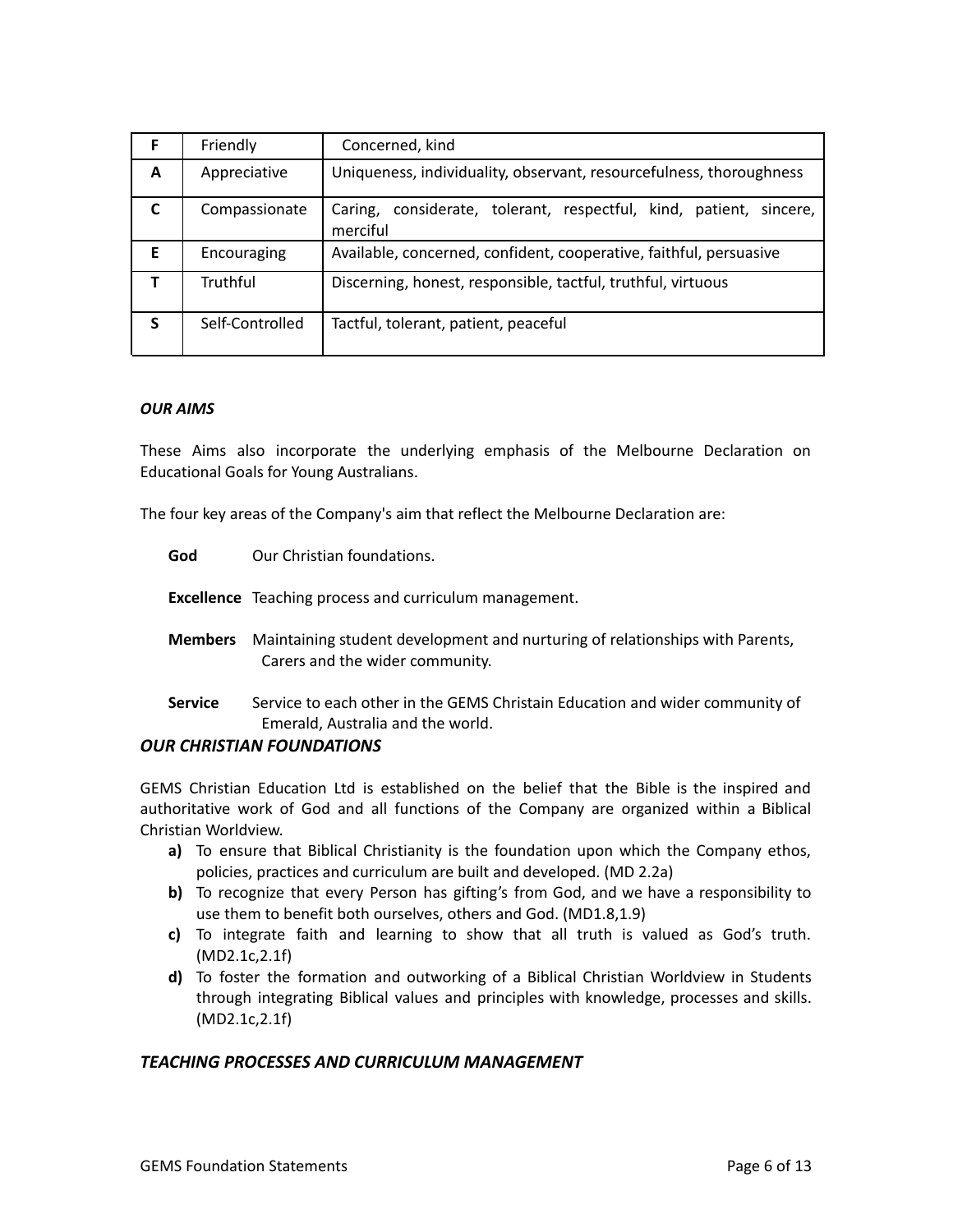| F | Friendly | Concerned, kind |
|---|---|---|
| A | Appreciative | Uniqueness, individuality, observant, resourcefulness, thoroughness |
| C | Compassionate | Caring, considerate, tolerant, respectful, kind, patient, sincere, merciful |
| E | Encouraging | Available, concerned, confident, cooperative, faithful, persuasive |
| T | Truthful | Discerning, honest, responsible, tactful, truthful, virtuous |
| S | Self-Controlled | Tactful, tolerant, patient, peaceful |

***OUR AIMS***

These Aims also incorporate the underlying emphasis of the Melbourne Declaration on Educational Goals for Young Australians.

The four key areas of the Company's aim that reflect the Melbourne Declaration are:

**God** Our Christian foundations.

**Excellence** Teaching process and curriculum management.

**Members** Maintaining student development and nurturing of relationships with Parents, Carers and the wider community.

**Service** Service to each other in the GEMS Christain Education and wider community of Emerald, Australia and the world.

## *OUR CHRISTIAN FOUNDATIONS*

GEMS Christian Education Ltd is established on the belief that the Bible is the inspired and authoritative work of God and all functions of the Company are organized within a Biblical Christian Worldview.

- **a)** To ensure that Biblical Christianity is the foundation upon which the Company ethos, policies, practices and curriculum are built and developed. (MD 2.2a)
- **b)** To recognize that every Person has gifting's from God, and we have a responsibility to use them to benefit both ourselves, others and God. (MD1.8,1.9)
- **c)** To integrate faith and learning to show that all truth is valued as God's truth. (MD2.1c,2.1f)
- **d)** To foster the formation and outworking of a Biblical Christian Worldview in Students through integrating Biblical values and principles with knowledge, processes and skills. (MD2.1c,2.1f)

## *TEACHING PROCESSES AND CURRICULUM MANAGEMENT*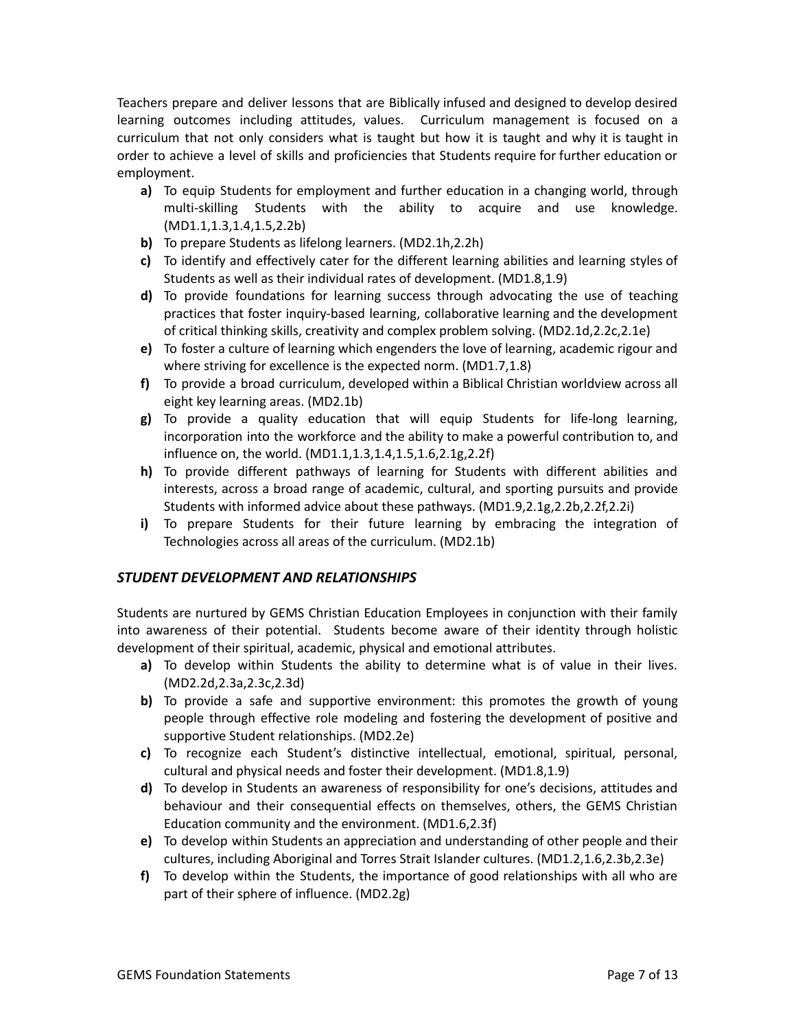Teachers prepare and deliver lessons that are Biblically infused and designed to develop desired learning outcomes including attitudes, values. Curriculum management is focused on a curriculum that not only considers what is taught but how it is taught and why it is taught in order to achieve a level of skills and proficiencies that Students require for further education or employment.

- **a)** To equip Students for employment and further education in a changing world, through multi-skilling Students with the ability to acquire and use knowledge. (MD1.1,1.3,1.4,1.5,2.2b)
- **b)** To prepare Students as lifelong learners. (MD2.1h,2.2h)
- **c)** To identify and effectively cater for the different learning abilities and learning styles of Students as well as their individual rates of development. (MD1.8,1.9)
- **d)** To provide foundations for learning success through advocating the use of teaching practices that foster inquiry-based learning, collaborative learning and the development of critical thinking skills, creativity and complex problem solving. (MD2.1d,2.2c,2.1e)
- **e)** To foster a culture of learning which engenders the love of learning, academic rigour and where striving for excellence is the expected norm. (MD1.7,1.8)
- **f)** To provide a broad curriculum, developed within a Biblical Christian worldview across all eight key learning areas. (MD2.1b)
- **g)** To provide a quality education that will equip Students for life-long learning, incorporation into the workforce and the ability to make a powerful contribution to, and influence on, the world. (MD1.1,1.3,1.4,1.5,1.6,2.1g,2.2f)
- **h)** To provide different pathways of learning for Students with different abilities and interests, across a broad range of academic, cultural, and sporting pursuits and provide Students with informed advice about these pathways. (MD1.9,2.1g,2.2b,2.2f,2.2i)
- **i)** To prepare Students for their future learning by embracing the integration of Technologies across all areas of the curriculum. (MD2.1b)

### *STUDENT DEVELOPMENT AND RELATIONSHIPS*

Students are nurtured by GEMS Christian Education Employees in conjunction with their family into awareness of their potential. Students become aware of their identity through holistic development of their spiritual, academic, physical and emotional attributes.

- **a)** To develop within Students the ability to determine what is of value in their lives. (MD2.2d,2.3a,2.3c,2.3d)
- **b)** To provide a safe and supportive environment: this promotes the growth of young people through effective role modeling and fostering the development of positive and supportive Student relationships. (MD2.2e)
- **c)** To recognize each Student's distinctive intellectual, emotional, spiritual, personal, cultural and physical needs and foster their development. (MD1.8,1.9)
- **d)** To develop in Students an awareness of responsibility for one's decisions, attitudes and behaviour and their consequential effects on themselves, others, the GEMS Christian Education community and the environment. (MD1.6,2.3f)
- **e)** To develop within Students an appreciation and understanding of other people and their cultures, including Aboriginal and Torres Strait Islander cultures. (MD1.2,1.6,2.3b,2.3e)
- **f)** To develop within the Students, the importance of good relationships with all who are part of their sphere of influence. (MD2.2g)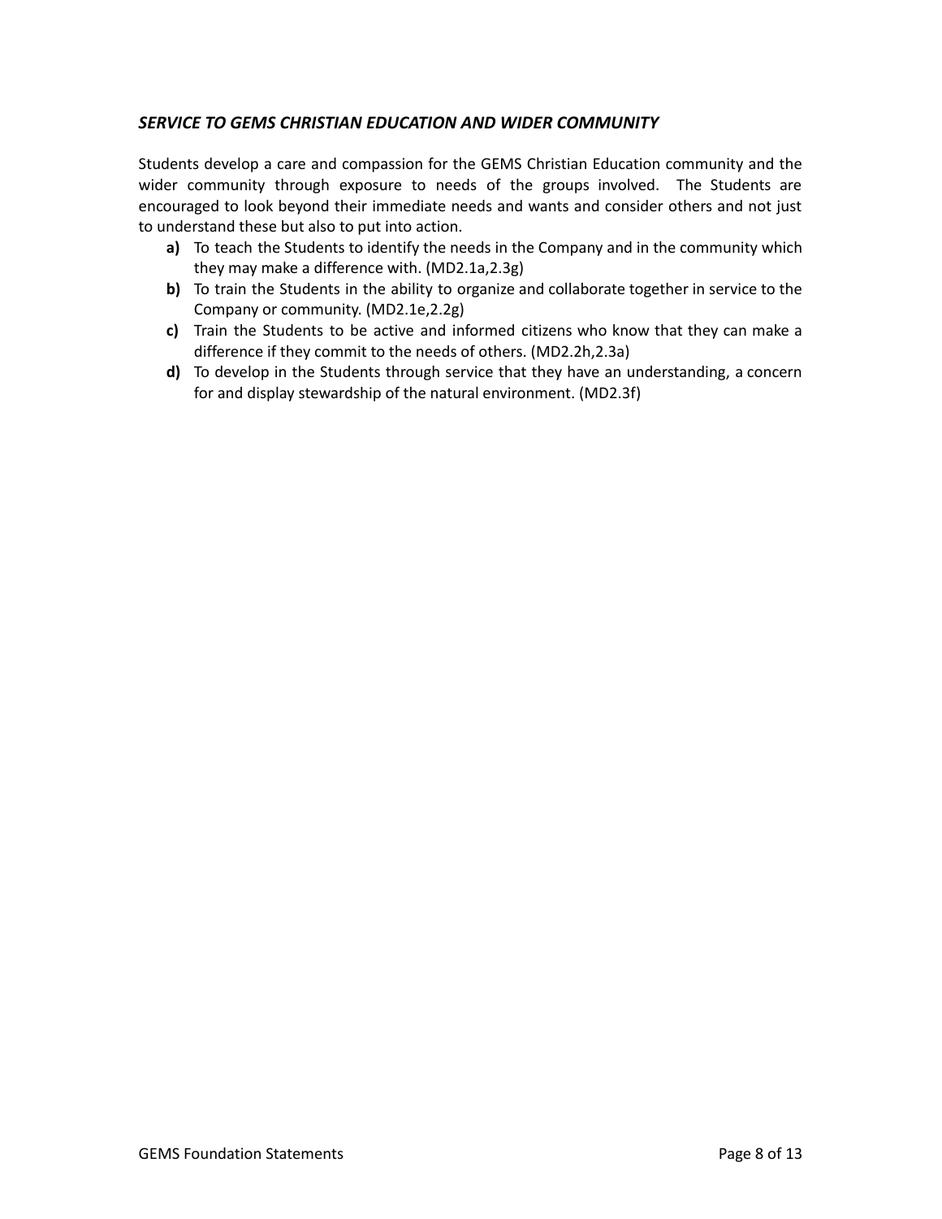### ***SERVICE TO GEMS CHRISTIAN EDUCATION AND WIDER COMMUNITY***

Students develop a care and compassion for the GEMS Christian Education community and the wider community through exposure to needs of the groups involved. The Students are encouraged to look beyond their immediate needs and wants and consider others and not just to understand these but also to put into action.

- **a)** To teach the Students to identify the needs in the Company and in the community which they may make a difference with. (MD2.1a,2.3g)
- **b)** To train the Students in the ability to organize and collaborate together in service to the Company or community. (MD2.1e,2.2g)
- **c)** Train the Students to be active and informed citizens who know that they can make a difference if they commit to the needs of others. (MD2.2h,2.3a)
- **d)** To develop in the Students through service that they have an understanding, a concern for and display stewardship of the natural environment. (MD2.3f)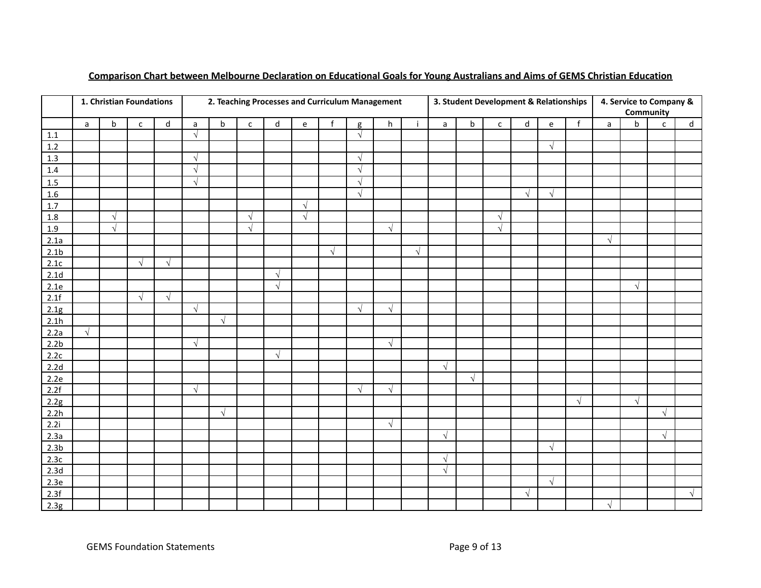## Comparison Chart between Melbourne Declaration on Educational Goals for Young Australians and Aims of GEMS Christian Education

| | 1. Christian Foundations | | | | 2. Teaching Processes and Curriculum Management | | | | | | | | | 3. Student Development & Relationships | | | | | | 4. Service to Company & Community | | | |
|---|---|---|---|---|---|---|---|---|---|---|---|---|---|---|---|---|---|---|---|---|---|---|---|
| | a | b | c | d | a | b | c | d | e | f | g | h | i | a | b | c | d | e | f | a | b | c | d |
| 1.1 | | | | | √ | | | | | | √ | | | | | | | | | | | | |
| 1.2 | | | | | | | | | | | | | | | | | | √ | | | | | |
| 1.3 | | | | | √ | | | | | | √ | | | | | | | | | | | | |
| 1.4 | | | | | √ | | | | | | √ | | | | | | | | | | | | |
| 1.5 | | | | | √ | | | | | | √ | | | | | | | | | | | | |
| 1.6 | | | | | | | | | | | √ | | | | | | √ | √ | | | | | |
| 1.7 | | | | | | | | | √ | | | | | | | | | | | | | | |
| 1.8 | | √ | | | | | √ | | √ | | | | | | | √ | | | | | | | |
| 1.9 | | √ | | | | | √ | | | | | √ | | | | √ | | | | | | | |
| 2.1a | | | | | | | | | | | | | | | | | | | | √ | | | |
| 2.1b | | | | | | | | | | √ | | | √ | | | | | | | | | | |
| 2.1c | | | √ | √ | | | | | | | | | | | | | | | | | | | |
| 2.1d | | | | | | | | √ | | | | | | | | | | | | | | | |
| 2.1e | | | | | | | | √ | | | | | | | | | | | | | √ | | |
| 2.1f | | | √ | √ | | | | | | | | | | | | | | | | | | | |
| 2.1g | | | | | √ | | | | | | √ | √ | | | | | | | | | | | |
| 2.1h | | | | | | √ | | | | | | | | | | | | | | | | | |
| 2.2a | √ | | | | | | | | | | | | | | | | | | | | | | |
| 2.2b | | | | | √ | | | | | | | √ | | | | | | | | | | | |
| 2.2c | | | | | | | | √ | | | | | | | | | | | | | | | |
| 2.2d | | | | | | | | | | | | | | √ | | | | | | | | | |
| 2.2e | | | | | | | | | | | | | | | √ | | | | | | | | |
| 2.2f | | | | | √ | | | | | | √ | √ | | | | | | | | | | | |
| 2.2g | | | | | | | | | | | | | | | | | | | √ | | √ | | |
| 2.2h | | | | | | √ | | | | | | | | | | | | | | | | √ | |
| 2.2i | | | | | | | | | | | | √ | | | | | | | | | | | |
| 2.3a | | | | | | | | | | | | | | √ | | | | | | | | √ | |
| 2.3b | | | | | | | | | | | | | | | | | | √ | | | | | |
| 2.3c | | | | | | | | | | | | | | √ | | | | | | | | | |
| 2.3d | | | | | | | | | | | | | | √ | | | | | | | | | |
| 2.3e | | | | | | | | | | | | | | | | | | √ | | | | | |
| 2.3f | | | | | | | | | | | | | | | | | √ | | | | | | √ |
| 2.3g | | | | | | | | | | | | | | | | | | | | √ | | | |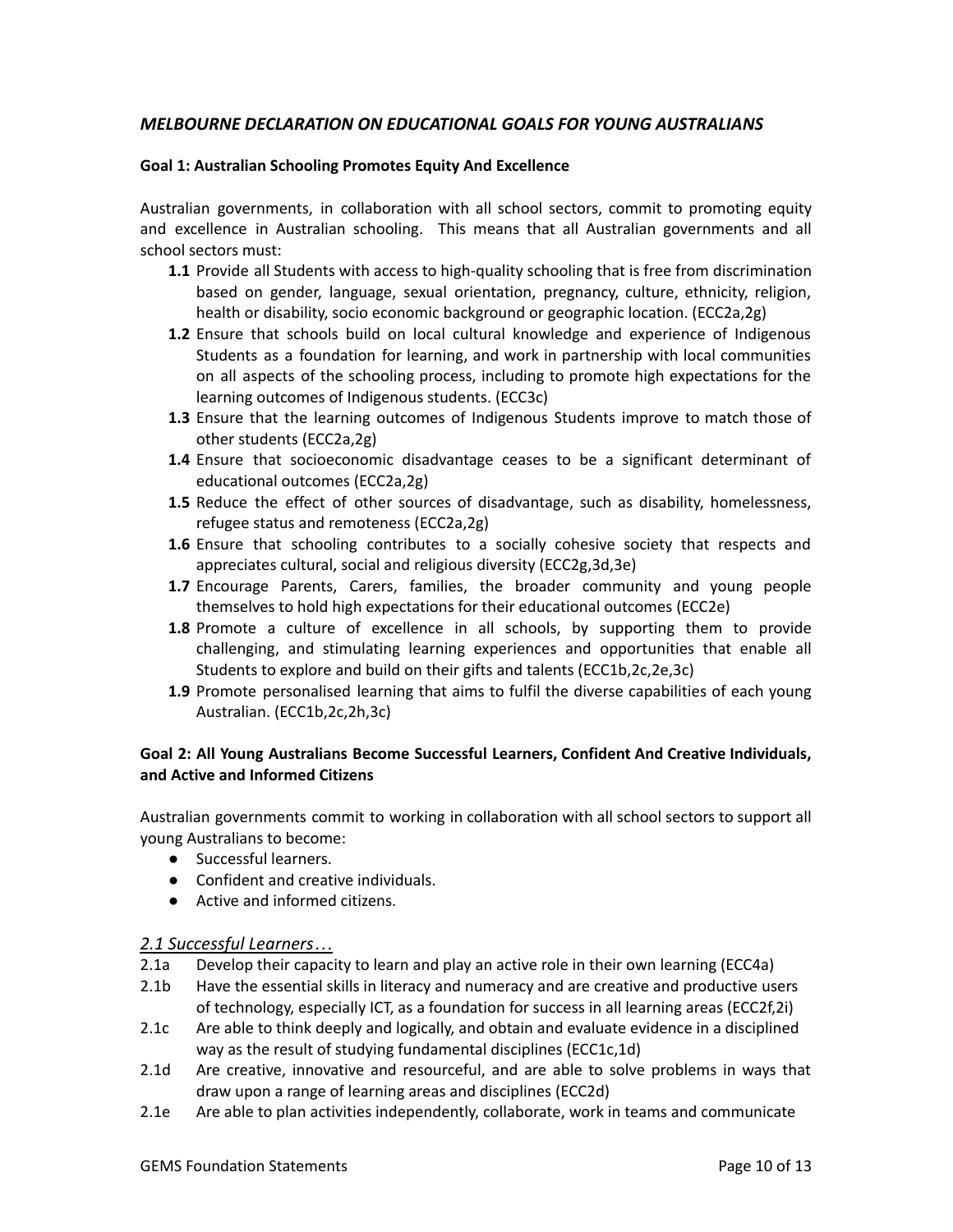## *MELBOURNE DECLARATION ON EDUCATIONAL GOALS FOR YOUNG AUSTRALIANS*

### Goal 1: Australian Schooling Promotes Equity And Excellence

Australian governments, in collaboration with all school sectors, commit to promoting equity and excellence in Australian schooling. This means that all Australian governments and all school sectors must:

- **1.1** Provide all Students with access to high-quality schooling that is free from discrimination based on gender, language, sexual orientation, pregnancy, culture, ethnicity, religion, health or disability, socio economic background or geographic location. (ECC2a,2g)
- **1.2** Ensure that schools build on local cultural knowledge and experience of Indigenous Students as a foundation for learning, and work in partnership with local communities on all aspects of the schooling process, including to promote high expectations for the learning outcomes of Indigenous students. (ECC3c)
- **1.3** Ensure that the learning outcomes of Indigenous Students improve to match those of other students (ECC2a,2g)
- **1.4** Ensure that socioeconomic disadvantage ceases to be a significant determinant of educational outcomes (ECC2a,2g)
- **1.5** Reduce the effect of other sources of disadvantage, such as disability, homelessness, refugee status and remoteness (ECC2a,2g)
- **1.6** Ensure that schooling contributes to a socially cohesive society that respects and appreciates cultural, social and religious diversity (ECC2g,3d,3e)
- **1.7** Encourage Parents, Carers, families, the broader community and young people themselves to hold high expectations for their educational outcomes (ECC2e)
- **1.8** Promote a culture of excellence in all schools, by supporting them to provide challenging, and stimulating learning experiences and opportunities that enable all Students to explore and build on their gifts and talents (ECC1b,2c,2e,3c)
- **1.9** Promote personalised learning that aims to fulfil the diverse capabilities of each young Australian. (ECC1b,2c,2h,3c)

### Goal 2: All Young Australians Become Successful Learners, Confident And Creative Individuals, and Active and Informed Citizens

Australian governments commit to working in collaboration with all school sectors to support all young Australians to become:

- Successful learners.
- Confident and creative individuals.
- Active and informed citizens.

#### *2.1 Successful Learners…*

- 2.1a Develop their capacity to learn and play an active role in their own learning (ECC4a)
- 2.1b Have the essential skills in literacy and numeracy and are creative and productive users of technology, especially ICT, as a foundation for success in all learning areas (ECC2f,2i)
- 2.1c Are able to think deeply and logically, and obtain and evaluate evidence in a disciplined way as the result of studying fundamental disciplines (ECC1c,1d)
- 2.1d Are creative, innovative and resourceful, and are able to solve problems in ways that draw upon a range of learning areas and disciplines (ECC2d)
- 2.1e Are able to plan activities independently, collaborate, work in teams and communicate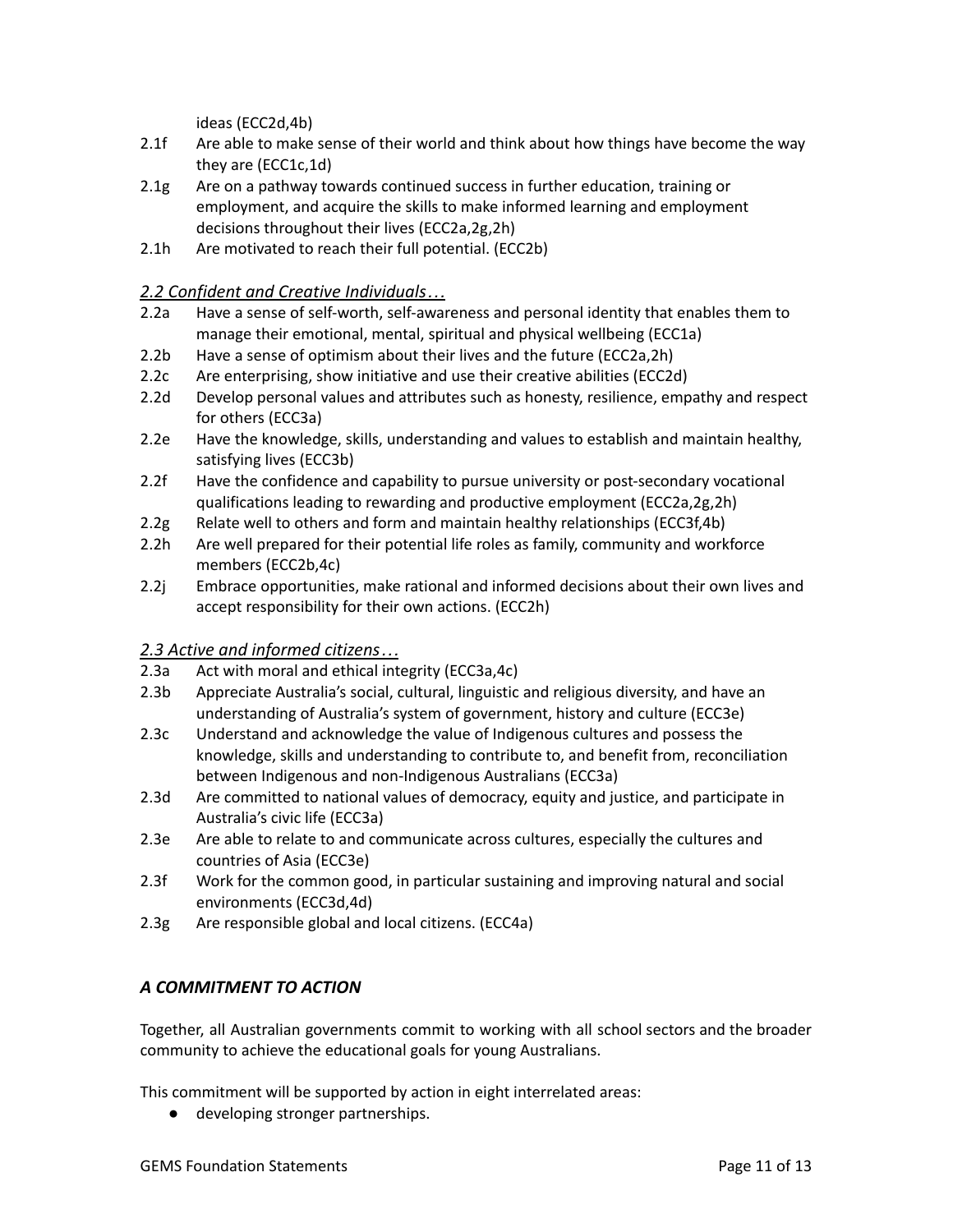ideas (ECC2d,4b)

2.1f Are able to make sense of their world and think about how things have become the way they are (ECC1c,1d)

2.1g Are on a pathway towards continued success in further education, training or employment, and acquire the skills to make informed learning and employment decisions throughout their lives (ECC2a,2g,2h)

2.1h Are motivated to reach their full potential. (ECC2b)

*2.2 Confident and Creative Individuals…*

2.2a Have a sense of self-worth, self-awareness and personal identity that enables them to manage their emotional, mental, spiritual and physical wellbeing (ECC1a)

2.2b Have a sense of optimism about their lives and the future (ECC2a,2h)

2.2c Are enterprising, show initiative and use their creative abilities (ECC2d)

2.2d Develop personal values and attributes such as honesty, resilience, empathy and respect for others (ECC3a)

2.2e Have the knowledge, skills, understanding and values to establish and maintain healthy, satisfying lives (ECC3b)

2.2f Have the confidence and capability to pursue university or post-secondary vocational qualifications leading to rewarding and productive employment (ECC2a,2g,2h)

2.2g Relate well to others and form and maintain healthy relationships (ECC3f,4b)

2.2h Are well prepared for their potential life roles as family, community and workforce members (ECC2b,4c)

2.2j Embrace opportunities, make rational and informed decisions about their own lives and accept responsibility for their own actions. (ECC2h)

*2.3 Active and informed citizens…*

2.3a Act with moral and ethical integrity (ECC3a,4c)

2.3b Appreciate Australia's social, cultural, linguistic and religious diversity, and have an understanding of Australia's system of government, history and culture (ECC3e)

2.3c Understand and acknowledge the value of Indigenous cultures and possess the knowledge, skills and understanding to contribute to, and benefit from, reconciliation between Indigenous and non-Indigenous Australians (ECC3a)

2.3d Are committed to national values of democracy, equity and justice, and participate in Australia's civic life (ECC3a)

2.3e Are able to relate to and communicate across cultures, especially the cultures and countries of Asia (ECC3e)

2.3f Work for the common good, in particular sustaining and improving natural and social environments (ECC3d,4d)

2.3g Are responsible global and local citizens. (ECC4a)

### *A COMMITMENT TO ACTION*

Together, all Australian governments commit to working with all school sectors and the broader community to achieve the educational goals for young Australians.

This commitment will be supported by action in eight interrelated areas:

- developing stronger partnerships.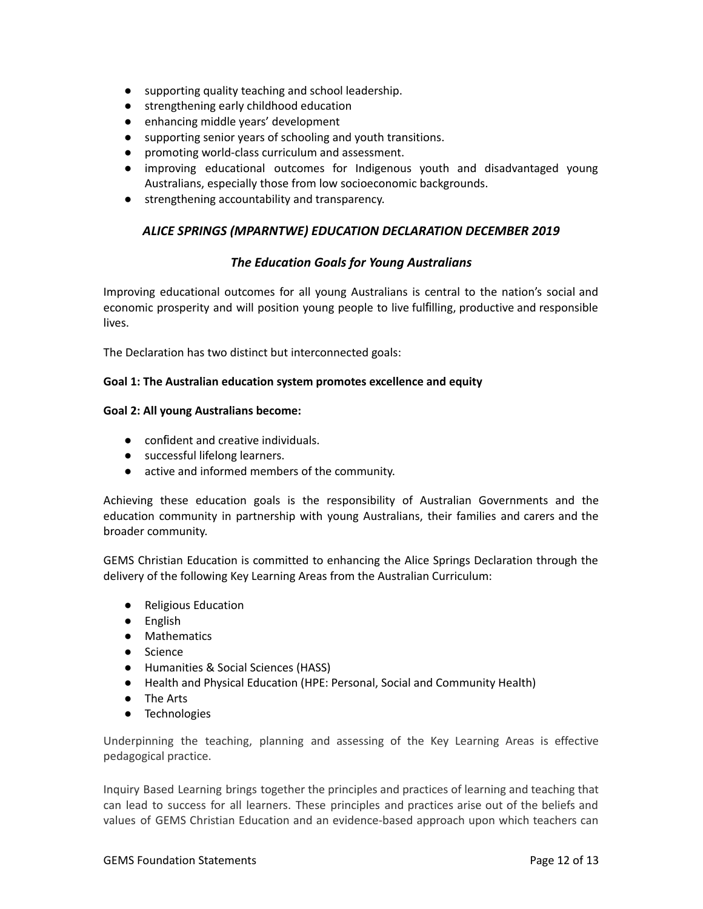- supporting quality teaching and school leadership.
- strengthening early childhood education
- enhancing middle years' development
- supporting senior years of schooling and youth transitions.
- promoting world-class curriculum and assessment.
- improving educational outcomes for Indigenous youth and disadvantaged young Australians, especially those from low socioeconomic backgrounds.
- strengthening accountability and transparency.

## *ALICE SPRINGS (MPARNTWE) EDUCATION DECLARATION DECEMBER 2019*

### *The Education Goals for Young Australians*

Improving educational outcomes for all young Australians is central to the nation's social and economic prosperity and will position young people to live fulfilling, productive and responsible lives.

The Declaration has two distinct but interconnected goals:

**Goal 1: The Australian education system promotes excellence and equity**

**Goal 2: All young Australians become:**

- confident and creative individuals.
- successful lifelong learners.
- active and informed members of the community.

Achieving these education goals is the responsibility of Australian Governments and the education community in partnership with young Australians, their families and carers and the broader community.

GEMS Christian Education is committed to enhancing the Alice Springs Declaration through the delivery of the following Key Learning Areas from the Australian Curriculum:

- Religious Education
- English
- Mathematics
- Science
- Humanities & Social Sciences (HASS)
- Health and Physical Education (HPE: Personal, Social and Community Health)
- The Arts
- Technologies

Underpinning the teaching, planning and assessing of the Key Learning Areas is effective pedagogical practice.

Inquiry Based Learning brings together the principles and practices of learning and teaching that can lead to success for all learners. These principles and practices arise out of the beliefs and values of GEMS Christian Education and an evidence-based approach upon which teachers can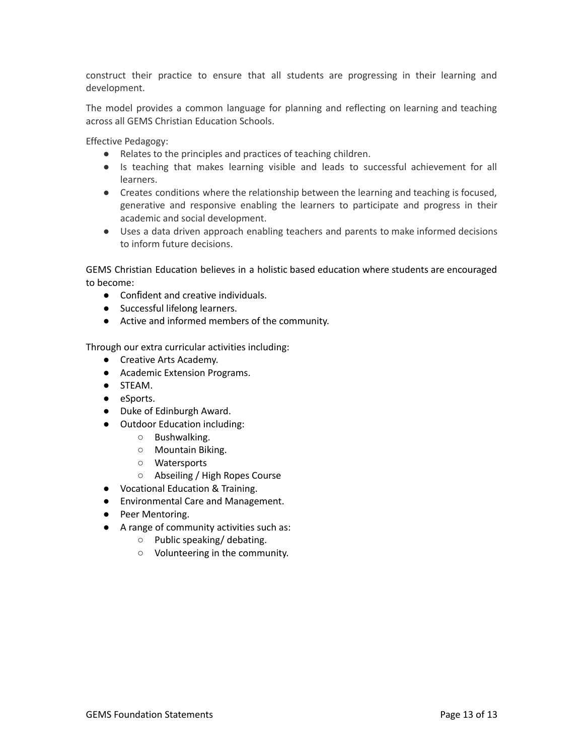construct their practice to ensure that all students are progressing in their learning and development.

The model provides a common language for planning and reflecting on learning and teaching across all GEMS Christian Education Schools.

Effective Pedagogy:

- Relates to the principles and practices of teaching children.
- Is teaching that makes learning visible and leads to successful achievement for all learners.
- Creates conditions where the relationship between the learning and teaching is focused, generative and responsive enabling the learners to participate and progress in their academic and social development.
- Uses a data driven approach enabling teachers and parents to make informed decisions to inform future decisions.

GEMS Christian Education believes in a holistic based education where students are encouraged to become:

- Confident and creative individuals.
- Successful lifelong learners.
- Active and informed members of the community.

Through our extra curricular activities including:

- Creative Arts Academy.
- Academic Extension Programs.
- STEAM.
- eSports.
- Duke of Edinburgh Award.
- Outdoor Education including:
  - Bushwalking.
  - Mountain Biking.
  - Watersports
  - Abseiling / High Ropes Course
- Vocational Education & Training.
- Environmental Care and Management.
- Peer Mentoring.
- A range of community activities such as:
  - Public speaking/ debating.
  - Volunteering in the community.